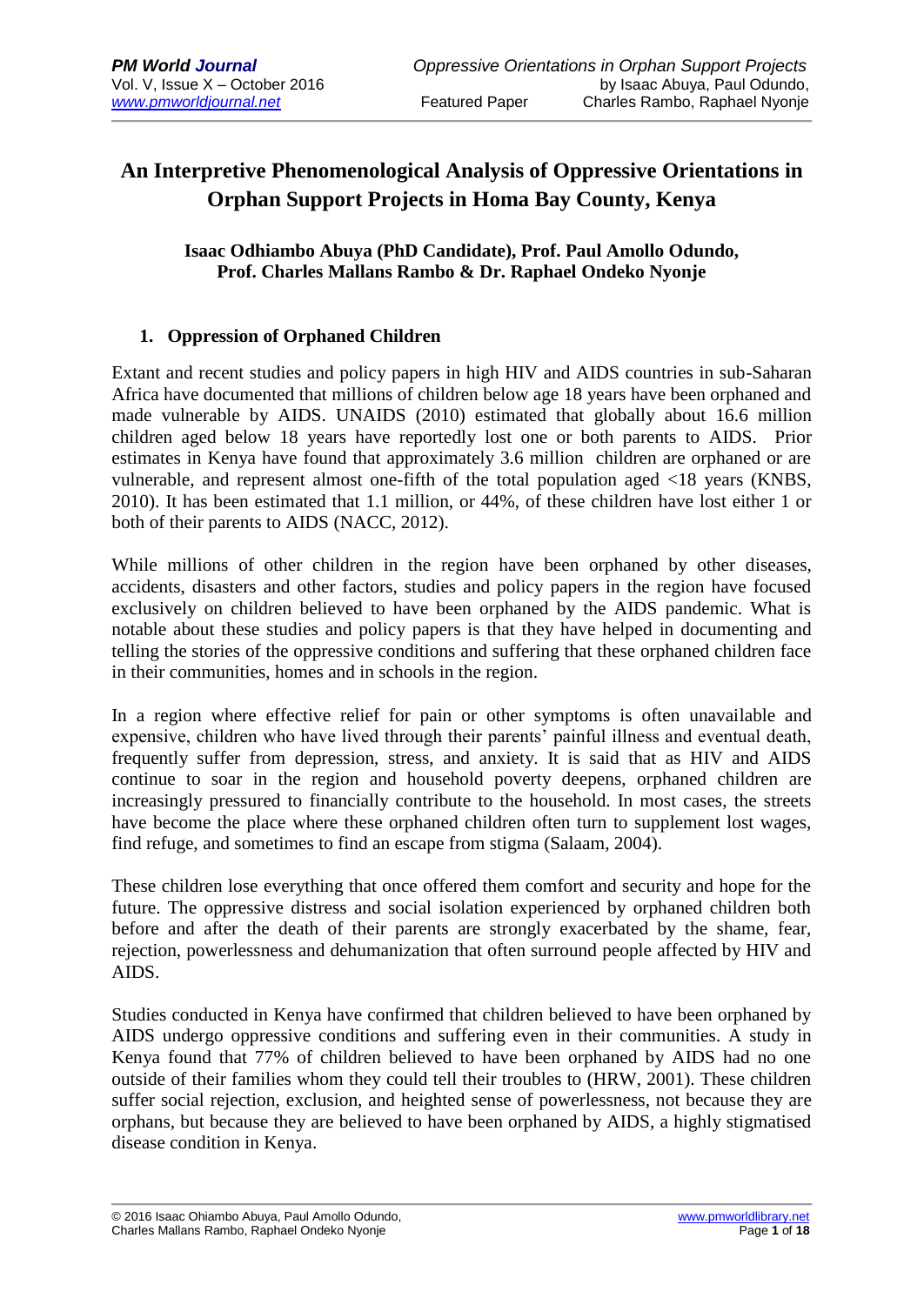# An Interpretive Phenomenological Analysis of Oppressive Orientations in Orphan Support Projects in Homa Bay County, Kenya

**Isaac Odhiambo Abuya (PhD Candidate), Prof. Paul Amollo Odundo, Prof. Charles Mallans Rambo & Dr. Raphael Ondeko Nyonje**

## 1. Oppression of Orphaned Children

Extant and recent studies and policy papers in high HIV and AIDS countries in sub-Saharan Africa have documented that millions of children below age 18 years have been orphaned and made vulnerable by AIDS. UNAIDS (2010) estimated that globally about 16.6 million children aged below 18 years have reportedly lost one or both parents to AIDS. Prior estimates in Kenya have found that approximately 3.6 million children are orphaned or are vulnerable, and represent almost one-fifth of the total population aged <18 years (KNBS, 2010). It has been estimated that 1.1 million, or 44%, of these children have lost either 1 or both of their parents to AIDS (NACC, 2012).

While millions of other children in the region have been orphaned by other diseases, accidents, disasters and other factors, studies and policy papers in the region have focused exclusively on children believed to have been orphaned by the AIDS pandemic. What is notable about these studies and policy papers is that they have helped in documenting and telling the stories of the oppressive conditions and suffering that these orphaned children face in their communities, homes and in schools in the region.

In a region where effective relief for pain or other symptoms is often unavailable and expensive, children who have lived through their parents' painful illness and eventual death, frequently suffer from depression, stress, and anxiety. It is said that as HIV and AIDS continue to soar in the region and household poverty deepens, orphaned children are increasingly pressured to financially contribute to the household. In most cases, the streets have become the place where these orphaned children often turn to supplement lost wages, find refuge, and sometimes to find an escape from stigma (Salaam, 2004).

These children lose everything that once offered them comfort and security and hope for the future. The oppressive distress and social isolation experienced by orphaned children both before and after the death of their parents are strongly exacerbated by the shame, fear, rejection, powerlessness and dehumanization that often surround people affected by HIV and AIDS.

Studies conducted in Kenya have confirmed that children believed to have been orphaned by AIDS undergo oppressive conditions and suffering even in their communities. A study in Kenya found that 77% of children believed to have been orphaned by AIDS had no one outside of their families whom they could tell their troubles to (HRW, 2001). These children suffer social rejection, exclusion, and heightened sense of powerlessness, not because they are orphans, but because they are believed to have been orphaned by AIDS, a highly stigmatised disease condition in Kenya.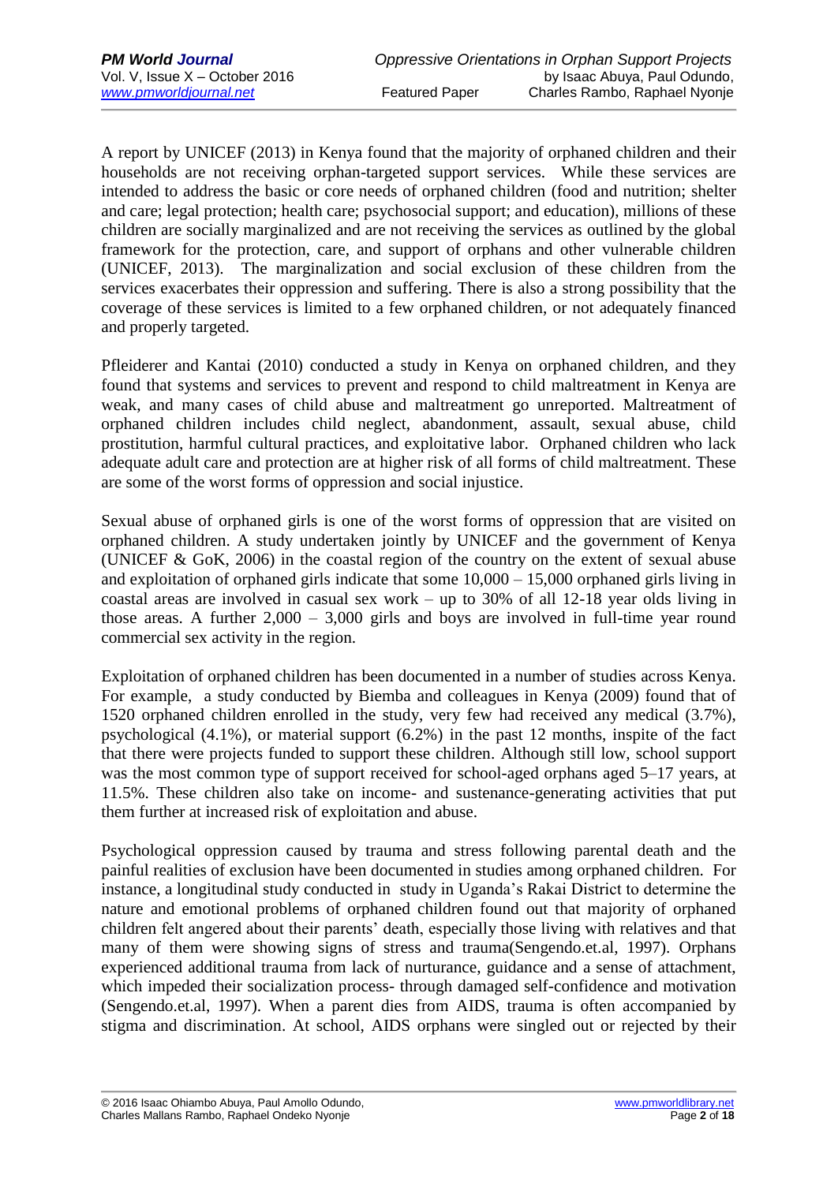A report by UNICEF (2013) in Kenya found that the majority of orphaned children and their households are not receiving orphan-targeted support services. While these services are intended to address the basic or core needs of orphaned children (food and nutrition; shelter and care; legal protection; health care; psychosocial support; and education), millions of these children are socially marginalized and are not receiving the services as outlined by the global framework for the protection, care, and support of orphans and other vulnerable children (UNICEF, 2013). The marginalization and social exclusion of these children from the services exacerbates their oppression and suffering. There is also a strong possibility that the coverage of these services is limited to a few orphaned children, or not adequately financed and properly targeted.

Pfleiderer and Kantai (2010) conducted a study in Kenya on orphaned children, and they found that systems and services to prevent and respond to child maltreatment in Kenya are weak, and many cases of child abuse and maltreatment go unreported. Maltreatment of orphaned children includes child neglect, abandonment, assault, sexual abuse, child prostitution, harmful cultural practices, and exploitative labor. Orphaned children who lack adequate adult care and protection are at higher risk of all forms of child maltreatment. These are some of the worst forms of oppression and social injustice.

Sexual abuse of orphaned girls is one of the worst forms of oppression that are visited on orphaned children. A study undertaken jointly by UNICEF and the government of Kenya (UNICEF & GoK, 2006) in the coastal region of the country on the extent of sexual abuse and exploitation of orphaned girls indicate that some 10,000 – 15,000 orphaned girls living in coastal areas are involved in casual sex work – up to 30% of all 12-18 year olds living in those areas. A further 2,000 – 3,000 girls and boys are involved in full-time year round commercial sex activity in the region.

Exploitation of orphaned children has been documented in a number of studies across Kenya. For example, a study conducted by Biemba and colleagues in Kenya (2009) found that of 1520 orphaned children enrolled in the study, very few had received any medical (3.7%), psychological (4.1%), or material support (6.2%) in the past 12 months, inspite of the fact that there were projects funded to support these children. Although still low, school support was the most common type of support received for school-aged orphans aged 5–17 years, at 11.5%. These children also take on income- and sustenance-generating activities that put them further at increased risk of exploitation and abuse.

Psychological oppression caused by trauma and stress following parental death and the painful realities of exclusion have been documented in studies among orphaned children. For instance, a longitudinal study conducted in study in Uganda's Rakai District to determine the nature and emotional problems of orphaned children found out that majority of orphaned children felt angered about their parents' death, especially those living with relatives and that many of them were showing signs of stress and trauma(Sengendo.et.al, 1997). Orphans experienced additional trauma from lack of nurturance, guidance and a sense of attachment, which impeded their socialization process- through damaged self-confidence and motivation (Sengendo.et.al, 1997). When a parent dies from AIDS, trauma is often accompanied by stigma and discrimination. At school, AIDS orphans were singled out or rejected by their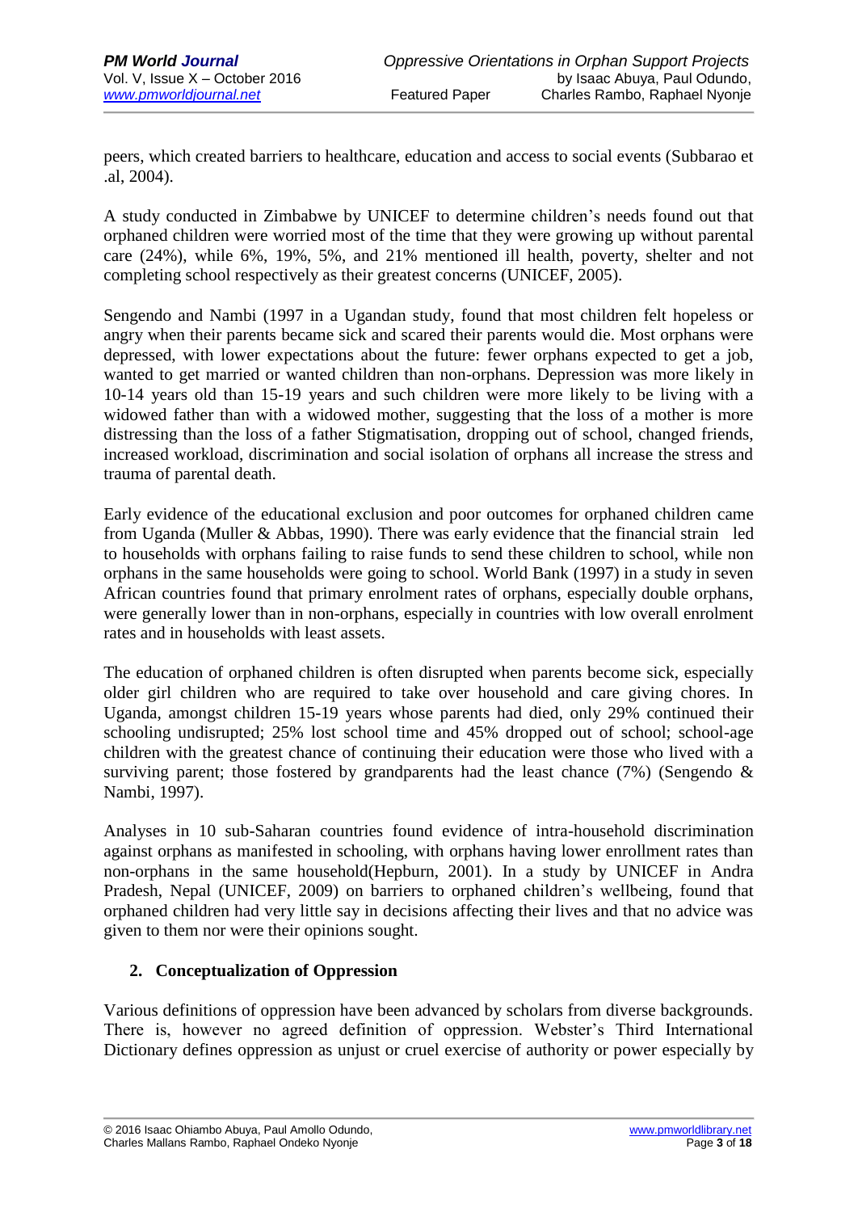peers, which created barriers to healthcare, education and access to social events (Subbarao et .al, 2004).

A study conducted in Zimbabwe by UNICEF to determine children's needs found out that orphaned children were worried most of the time that they were growing up without parental care (24%), while 6%, 19%, 5%, and 21% mentioned ill health, poverty, shelter and not completing school respectively as their greatest concerns (UNICEF, 2005).

Sengendo and Nambi (1997 in a Ugandan study, found that most children felt hopeless or angry when their parents became sick and scared their parents would die. Most orphans were depressed, with lower expectations about the future: fewer orphans expected to get a job, wanted to get married or wanted children than non-orphans. Depression was more likely in 10-14 years old than 15-19 years and such children were more likely to be living with a widowed father than with a widowed mother, suggesting that the loss of a mother is more distressing than the loss of a father Stigmatisation, dropping out of school, changed friends, increased workload, discrimination and social isolation of orphans all increase the stress and trauma of parental death.

Early evidence of the educational exclusion and poor outcomes for orphaned children came from Uganda (Muller & Abbas, 1990). There was early evidence that the financial strain led to households with orphans failing to raise funds to send these children to school, while non orphans in the same households were going to school. World Bank (1997) in a study in seven African countries found that primary enrolment rates of orphans, especially double orphans, were generally lower than in non-orphans, especially in countries with low overall enrolment rates and in households with least assets.

The education of orphaned children is often disrupted when parents become sick, especially older girl children who are required to take over household and care giving chores. In Uganda, amongst children 15-19 years whose parents had died, only 29% continued their schooling undisrupted; 25% lost school time and 45% dropped out of school; school-age children with the greatest chance of continuing their education were those who lived with a surviving parent; those fostered by grandparents had the least chance (7%) (Sengendo & Nambi, 1997).

Analyses in 10 sub-Saharan countries found evidence of intra-household discrimination against orphans as manifested in schooling, with orphans having lower enrollment rates than non-orphans in the same household(Hepburn, 2001). In a study by UNICEF in Andra Pradesh, Nepal (UNICEF, 2009) on barriers to orphaned children's wellbeing, found that orphaned children had very little say in decisions affecting their lives and that no advice was given to them nor were their opinions sought.

## 2. Conceptualization of Oppression

Various definitions of oppression have been advanced by scholars from diverse backgrounds. There is, however no agreed definition of oppression. Webster's Third International Dictionary defines oppression as unjust or cruel exercise of authority or power especially by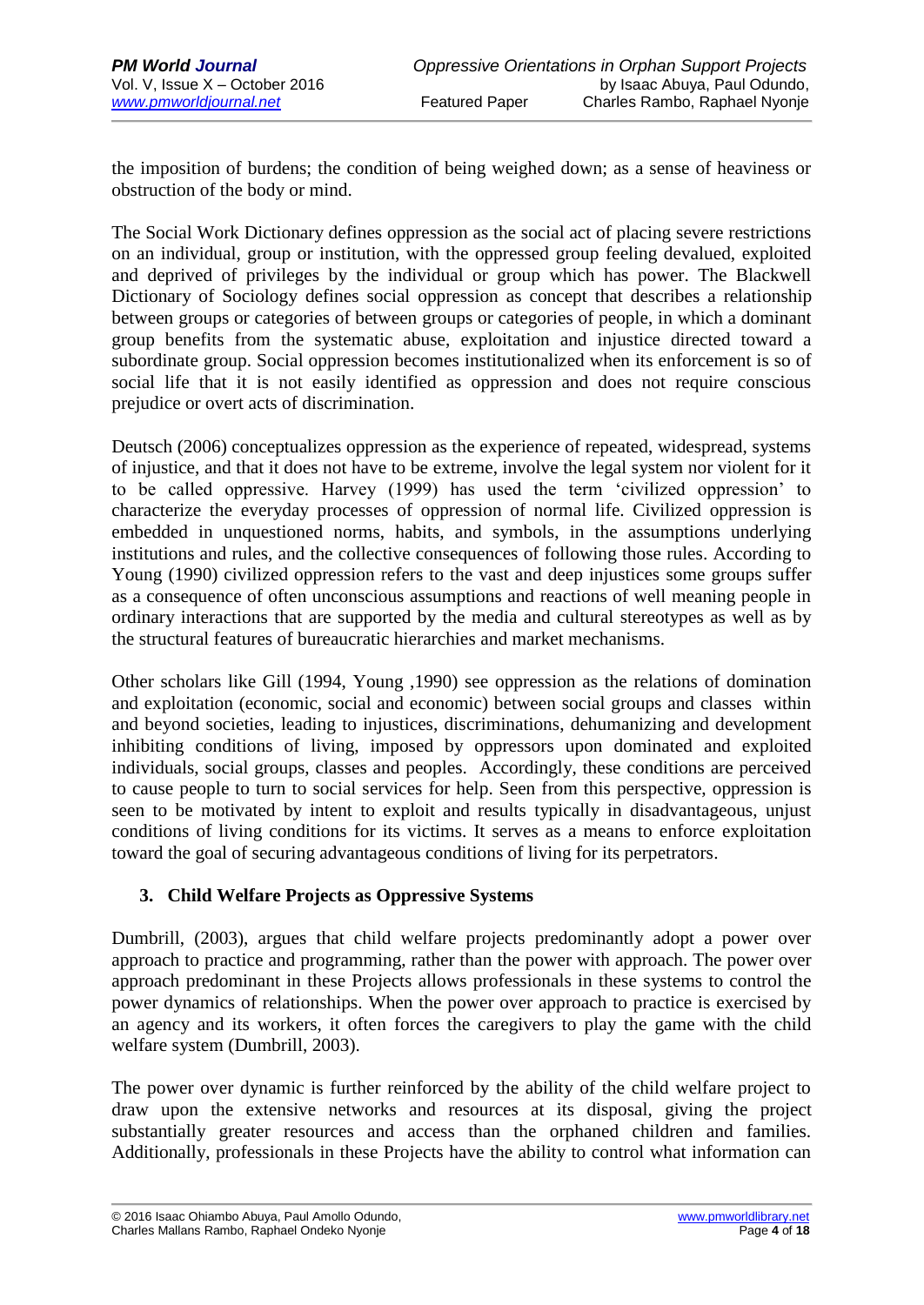the imposition of burdens; the condition of being weighed down; as a sense of heaviness or obstruction of the body or mind.

The Social Work Dictionary defines oppression as the social act of placing severe restrictions on an individual, group or institution, with the oppressed group feeling devalued, exploited and deprived of privileges by the individual or group which has power. The Blackwell Dictionary of Sociology defines social oppression as concept that describes a relationship between groups or categories of between groups or categories of people, in which a dominant group benefits from the systematic abuse, exploitation and injustice directed toward a subordinate group. Social oppression becomes institutionalized when its enforcement is so of social life that it is not easily identified as oppression and does not require conscious prejudice or overt acts of discrimination.

Deutsch (2006) conceptualizes oppression as the experience of repeated, widespread, systems of injustice, and that it does not have to be extreme, involve the legal system nor violent for it to be called oppressive. Harvey (1999) has used the term 'civilized oppression' to characterize the everyday processes of oppression of normal life. Civilized oppression is embedded in unquestioned norms, habits, and symbols, in the assumptions underlying institutions and rules, and the collective consequences of following those rules. According to Young (1990) civilized oppression refers to the vast and deep injustices some groups suffer as a consequence of often unconscious assumptions and reactions of well meaning people in ordinary interactions that are supported by the media and cultural stereotypes as well as by the structural features of bureaucratic hierarchies and market mechanisms.

Other scholars like Gill (1994, Young ,1990) see oppression as the relations of domination and exploitation (economic, social and economic) between social groups and classes within and beyond societies, leading to injustices, discriminations, dehumanizing and development inhibiting conditions of living, imposed by oppressors upon dominated and exploited individuals, social groups, classes and peoples. Accordingly, these conditions are perceived to cause people to turn to social services for help. Seen from this perspective, oppression is seen to be motivated by intent to exploit and results typically in disadvantageous, unjust conditions of living conditions for its victims. It serves as a means to enforce exploitation toward the goal of securing advantageous conditions of living for its perpetrators.

## 3. Child Welfare Projects as Oppressive Systems

Dumbrill, (2003), argues that child welfare projects predominantly adopt a power over approach to practice and programming, rather than the power with approach. The power over approach predominant in these Projects allows professionals in these systems to control the power dynamics of relationships. When the power over approach to practice is exercised by an agency and its workers, it often forces the caregivers to play the game with the child welfare system (Dumbrill, 2003).

The power over dynamic is further reinforced by the ability of the child welfare project to draw upon the extensive networks and resources at its disposal, giving the project substantially greater resources and access than the orphaned children and families. Additionally, professionals in these Projects have the ability to control what information can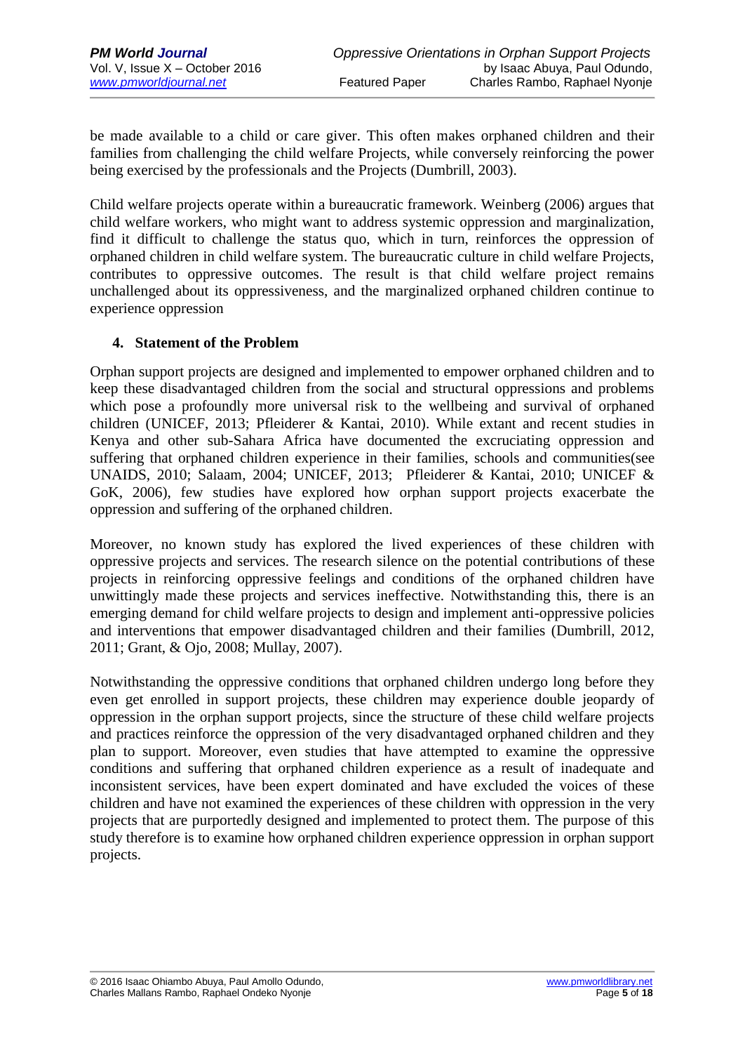be made available to a child or care giver. This often makes orphaned children and their families from challenging the child welfare Projects, while conversely reinforcing the power being exercised by the professionals and the Projects (Dumbrill, 2003).

Child welfare projects operate within a bureaucratic framework. Weinberg (2006) argues that child welfare workers, who might want to address systemic oppression and marginalization, find it difficult to challenge the status quo, which in turn, reinforces the oppression of orphaned children in child welfare system. The bureaucratic culture in child welfare Projects, contributes to oppressive outcomes. The result is that child welfare project remains unchallenged about its oppressiveness, and the marginalized orphaned children continue to experience oppression

## 4. Statement of the Problem

Orphan support projects are designed and implemented to empower orphaned children and to keep these disadvantaged children from the social and structural oppressions and problems which pose a profoundly more universal risk to the wellbeing and survival of orphaned children (UNICEF, 2013; Pfleiderer & Kantai, 2010). While extant and recent studies in Kenya and other sub-Sahara Africa have documented the excruciating oppression and suffering that orphaned children experience in their families, schools and communities(see UNAIDS, 2010; Salaam, 2004; UNICEF, 2013; Pfleiderer & Kantai, 2010; UNICEF & GoK, 2006), few studies have explored how orphan support projects exacerbate the oppression and suffering of the orphaned children.

Moreover, no known study has explored the lived experiences of these children with oppressive projects and services. The research silence on the potential contributions of these projects in reinforcing oppressive feelings and conditions of the orphaned children have unwittingly made these projects and services ineffective. Notwithstanding this, there is an emerging demand for child welfare projects to design and implement anti-oppressive policies and interventions that empower disadvantaged children and their families (Dumbrill, 2012, 2011; Grant, & Ojo, 2008; Mullay, 2007).

Notwithstanding the oppressive conditions that orphaned children undergo long before they even get enrolled in support projects, these children may experience double jeopardy of oppression in the orphan support projects, since the structure of these child welfare projects and practices reinforce the oppression of the very disadvantaged orphaned children and they plan to support. Moreover, even studies that have attempted to examine the oppressive conditions and suffering that orphaned children experience as a result of inadequate and inconsistent services, have been expert dominated and have excluded the voices of these children and have not examined the experiences of these children with oppression in the very projects that are purportedly designed and implemented to protect them. The purpose of this study therefore is to examine how orphaned children experience oppression in orphan support projects.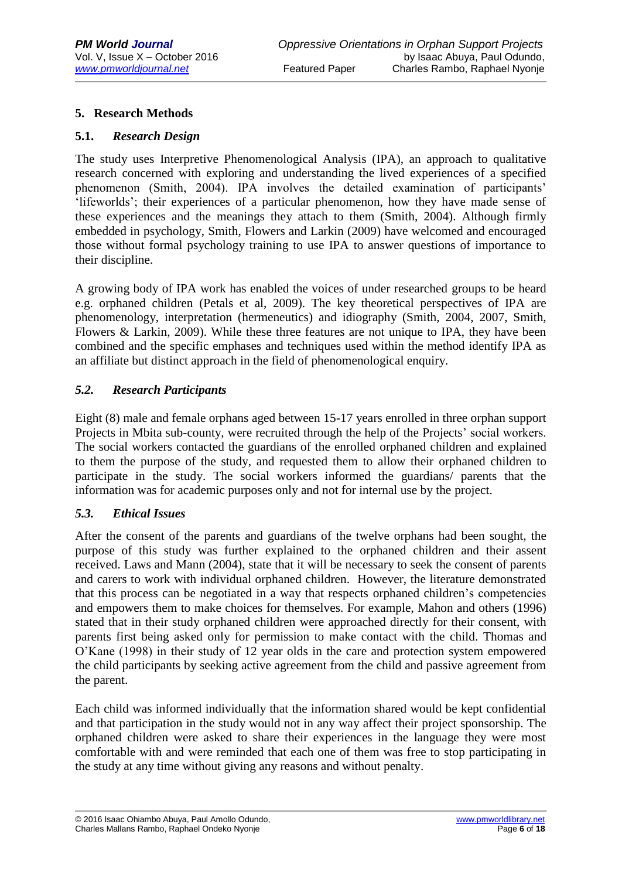## 5. Research Methods

### 5.1. *Research Design*

The study uses Interpretive Phenomenological Analysis (IPA), an approach to qualitative research concerned with exploring and understanding the lived experiences of a specified phenomenon (Smith, 2004). IPA involves the detailed examination of participants' 'lifeworlds'; their experiences of a particular phenomenon, how they have made sense of these experiences and the meanings they attach to them (Smith, 2004). Although firmly embedded in psychology, Smith, Flowers and Larkin (2009) have welcomed and encouraged those without formal psychology training to use IPA to answer questions of importance to their discipline.

A growing body of IPA work has enabled the voices of under researched groups to be heard e.g. orphaned children (Petals et al, 2009). The key theoretical perspectives of IPA are phenomenology, interpretation (hermeneutics) and idiography (Smith, 2004, 2007, Smith, Flowers & Larkin, 2009). While these three features are not unique to IPA, they have been combined and the specific emphases and techniques used within the method identify IPA as an affiliate but distinct approach in the field of phenomenological enquiry.

### *5.2. Research Participants*

Eight (8) male and female orphans aged between 15-17 years enrolled in three orphan support Projects in Mbita sub-county, were recruited through the help of the Projects' social workers. The social workers contacted the guardians of the enrolled orphaned children and explained to them the purpose of the study, and requested them to allow their orphaned children to participate in the study. The social workers informed the guardians/ parents that the information was for academic purposes only and not for internal use by the project.

### *5.3. Ethical Issues*

After the consent of the parents and guardians of the twelve orphans had been sought, the purpose of this study was further explained to the orphaned children and their assent received. Laws and Mann (2004), state that it will be necessary to seek the consent of parents and carers to work with individual orphaned children. However, the literature demonstrated that this process can be negotiated in a way that respects orphaned children's competencies and empowers them to make choices for themselves. For example, Mahon and others (1996) stated that in their study orphaned children were approached directly for their consent, with parents first being asked only for permission to make contact with the child. Thomas and O'Kane (1998) in their study of 12 year olds in the care and protection system empowered the child participants by seeking active agreement from the child and passive agreement from the parent.

Each child was informed individually that the information shared would be kept confidential and that participation in the study would not in any way affect their project sponsorship. The orphaned children were asked to share their experiences in the language they were most comfortable with and were reminded that each one of them was free to stop participating in the study at any time without giving any reasons and without penalty.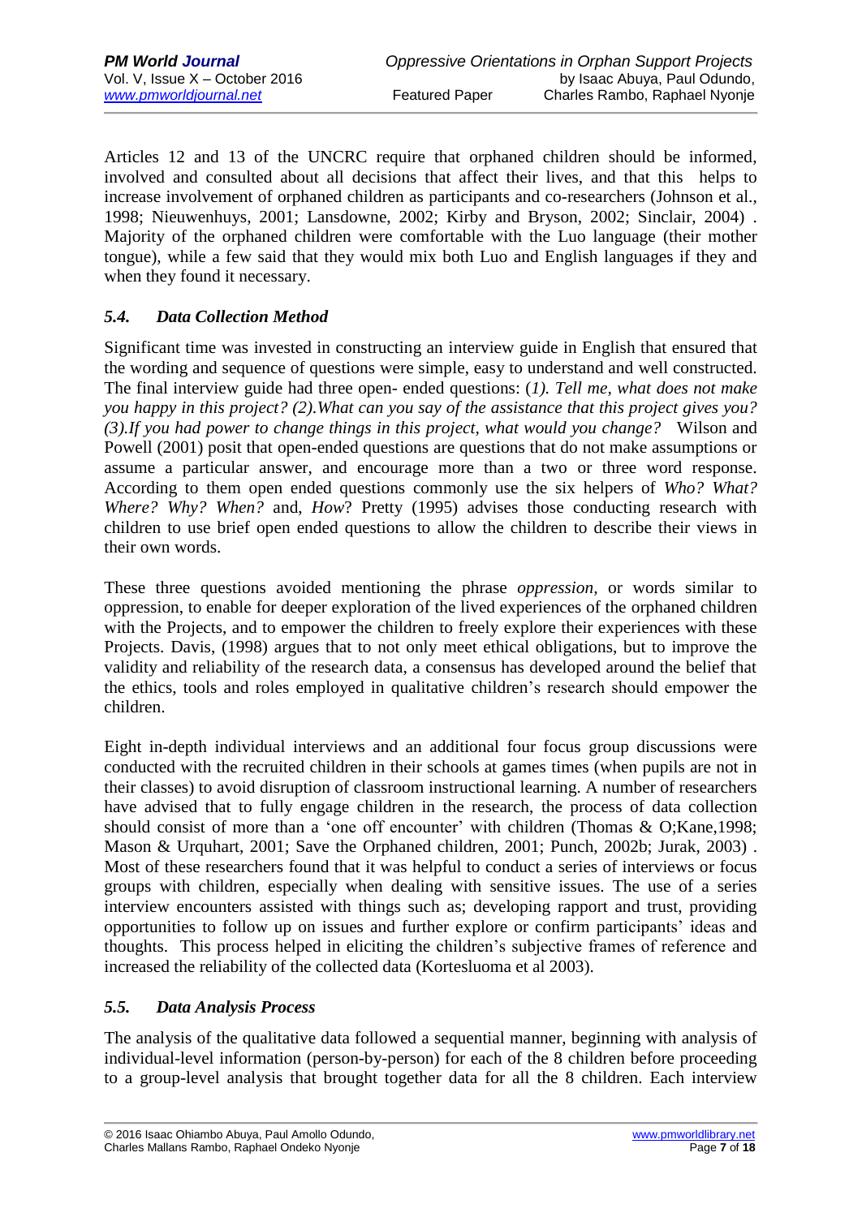Articles 12 and 13 of the UNCRC require that orphaned children should be informed, involved and consulted about all decisions that affect their lives, and that this helps to increase involvement of orphaned children as participants and co-researchers (Johnson et al., 1998; Nieuwenhuys, 2001; Lansdowne, 2002; Kirby and Bryson, 2002; Sinclair, 2004) . Majority of the orphaned children were comfortable with the Luo language (their mother tongue), while a few said that they would mix both Luo and English languages if they and when they found it necessary.

### *5.4. Data Collection Method*

Significant time was invested in constructing an interview guide in English that ensured that the wording and sequence of questions were simple, easy to understand and well constructed. The final interview guide had three open- ended questions: (*1). Tell me, what does not make you happy in this project? (2).What can you say of the assistance that this project gives you? (3).If you had power to change things in this project, what would you change?* Wilson and Powell (2001) posit that open-ended questions are questions that do not make assumptions or assume a particular answer, and encourage more than a two or three word response. According to them open ended questions commonly use the six helpers of *Who? What? Where? Why? When?* and, *How*? Pretty (1995) advises those conducting research with children to use brief open ended questions to allow the children to describe their views in their own words.

These three questions avoided mentioning the phrase *oppression,* or words similar to oppression, to enable for deeper exploration of the lived experiences of the orphaned children with the Projects, and to empower the children to freely explore their experiences with these Projects. Davis, (1998) argues that to not only meet ethical obligations, but to improve the validity and reliability of the research data, a consensus has developed around the belief that the ethics, tools and roles employed in qualitative children's research should empower the children.

Eight in-depth individual interviews and an additional four focus group discussions were conducted with the recruited children in their schools at games times (when pupils are not in their classes) to avoid disruption of classroom instructional learning. A number of researchers have advised that to fully engage children in the research, the process of data collection should consist of more than a 'one off encounter' with children (Thomas & O;Kane,1998; Mason & Urquhart, 2001; Save the Orphaned children, 2001; Punch, 2002b; Jurak, 2003) . Most of these researchers found that it was helpful to conduct a series of interviews or focus groups with children, especially when dealing with sensitive issues. The use of a series interview encounters assisted with things such as; developing rapport and trust, providing opportunities to follow up on issues and further explore or confirm participants' ideas and thoughts. This process helped in eliciting the children's subjective frames of reference and increased the reliability of the collected data (Kortesluoma et al 2003).

### *5.5. Data Analysis Process*

The analysis of the qualitative data followed a sequential manner, beginning with analysis of individual-level information (person-by-person) for each of the 8 children before proceeding to a group-level analysis that brought together data for all the 8 children. Each interview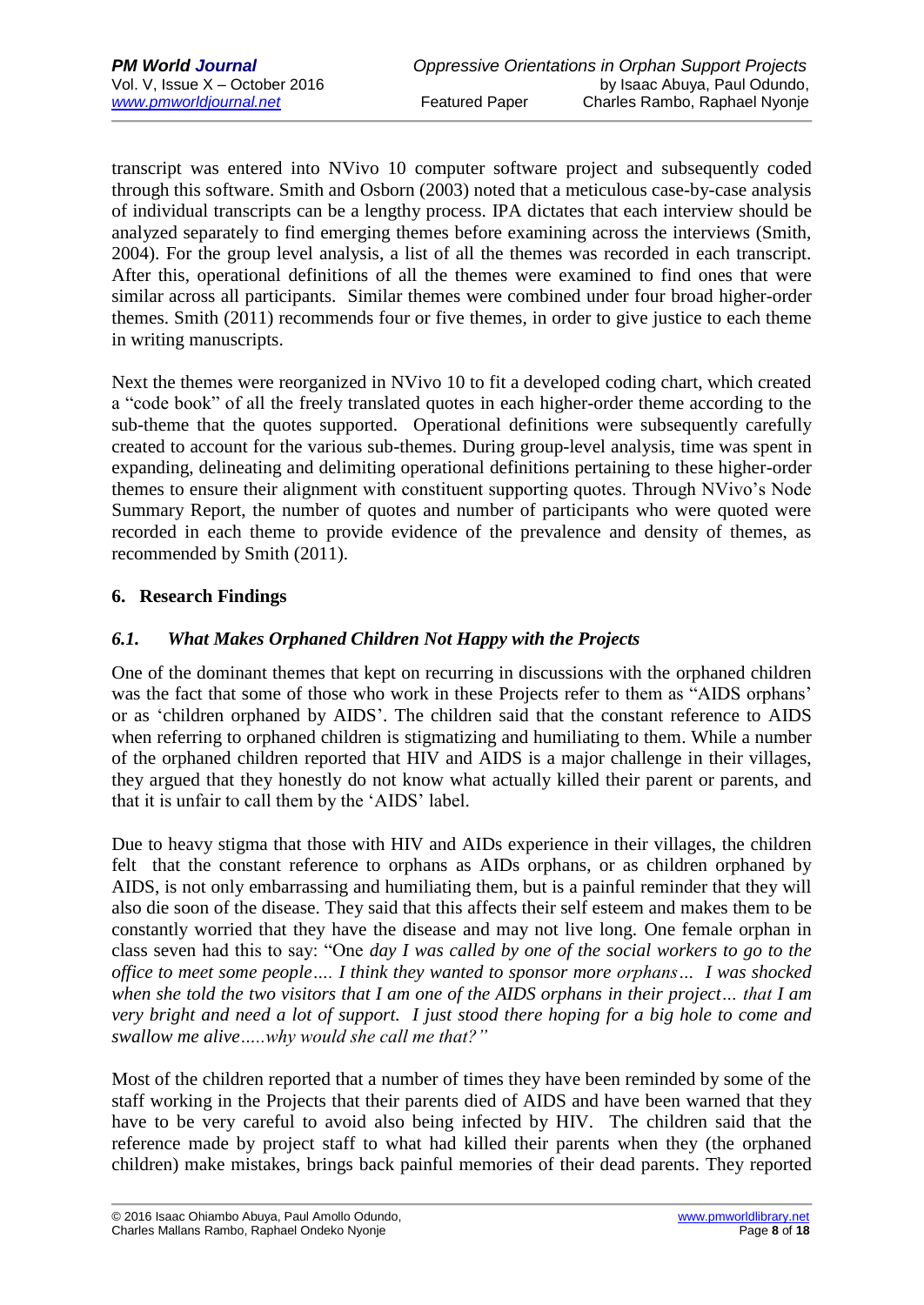transcript was entered into NVivo 10 computer software project and subsequently coded through this software. Smith and Osborn (2003) noted that a meticulous case-by-case analysis of individual transcripts can be a lengthy process. IPA dictates that each interview should be analyzed separately to find emerging themes before examining across the interviews (Smith, 2004). For the group level analysis, a list of all the themes was recorded in each transcript. After this, operational definitions of all the themes were examined to find ones that were similar across all participants. Similar themes were combined under four broad higher-order themes. Smith (2011) recommends four or five themes, in order to give justice to each theme in writing manuscripts.

Next the themes were reorganized in NVivo 10 to fit a developed coding chart, which created a "code book" of all the freely translated quotes in each higher-order theme according to the sub-theme that the quotes supported. Operational definitions were subsequently carefully created to account for the various sub-themes. During group-level analysis, time was spent in expanding, delineating and delimiting operational definitions pertaining to these higher-order themes to ensure their alignment with constituent supporting quotes. Through NVivo's Node Summary Report, the number of quotes and number of participants who were quoted were recorded in each theme to provide evidence of the prevalence and density of themes, as recommended by Smith (2011).

## 6. Research Findings

### *6.1. What Makes Orphaned Children Not Happy with the Projects*

One of the dominant themes that kept on recurring in discussions with the orphaned children was the fact that some of those who work in these Projects refer to them as "AIDS orphans' or as 'children orphaned by AIDS'. The children said that the constant reference to AIDS when referring to orphaned children is stigmatizing and humiliating to them. While a number of the orphaned children reported that HIV and AIDS is a major challenge in their villages, they argued that they honestly do not know what actually killed their parent or parents, and that it is unfair to call them by the 'AIDS' label.

Due to heavy stigma that those with HIV and AIDs experience in their villages, the children felt that the constant reference to orphans as AIDs orphans, or as children orphaned by AIDS, is not only embarrassing and humiliating them, but is a painful reminder that they will also die soon of the disease. They said that this affects their self esteem and makes them to be constantly worried that they have the disease and may not live long. One female orphan in class seven had this to say: "One *day I was called by one of the social workers to go to the office to meet some people…. I think they wanted to sponsor more orphans… I was shocked when she told the two visitors that I am one of the AIDS orphans in their project… that I am very bright and need a lot of support. I just stood there hoping for a big hole to come and swallow me alive…..why would she call me that?"*

Most of the children reported that a number of times they have been reminded by some of the staff working in the Projects that their parents died of AIDS and have been warned that they have to be very careful to avoid also being infected by HIV. The children said that the reference made by project staff to what had killed their parents when they (the orphaned children) make mistakes, brings back painful memories of their dead parents. They reported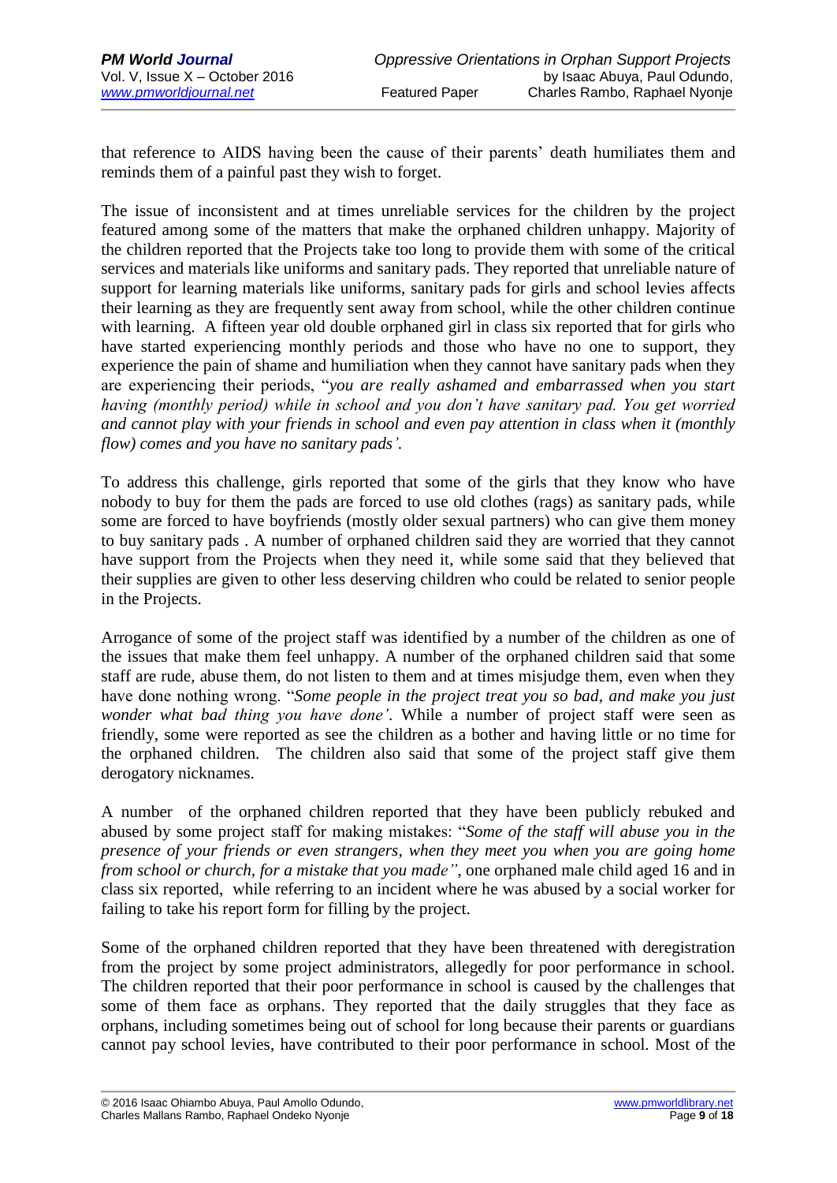that reference to AIDS having been the cause of their parents' death humiliates them and reminds them of a painful past they wish to forget.

The issue of inconsistent and at times unreliable services for the children by the project featured among some of the matters that make the orphaned children unhappy. Majority of the children reported that the Projects take too long to provide them with some of the critical services and materials like uniforms and sanitary pads. They reported that unreliable nature of support for learning materials like uniforms, sanitary pads for girls and school levies affects their learning as they are frequently sent away from school, while the other children continue with learning. A fifteen year old double orphaned girl in class six reported that for girls who have started experiencing monthly periods and those who have no one to support, they experience the pain of shame and humiliation when they cannot have sanitary pads when they are experiencing their periods, "*you are really ashamed and embarrassed when you start having (monthly period) while in school and you don't have sanitary pad. You get worried and cannot play with your friends in school and even pay attention in class when it (monthly flow) comes and you have no sanitary pads'.*

To address this challenge, girls reported that some of the girls that they know who have nobody to buy for them the pads are forced to use old clothes (rags) as sanitary pads, while some are forced to have boyfriends (mostly older sexual partners) who can give them money to buy sanitary pads . A number of orphaned children said they are worried that they cannot have support from the Projects when they need it, while some said that they believed that their supplies are given to other less deserving children who could be related to senior people in the Projects.

Arrogance of some of the project staff was identified by a number of the children as one of the issues that make them feel unhappy. A number of the orphaned children said that some staff are rude, abuse them, do not listen to them and at times misjudge them, even when they have done nothing wrong. "*Some people in the project treat you so bad, and make you just wonder what bad thing you have done'*. While a number of project staff were seen as friendly, some were reported as see the children as a bother and having little or no time for the orphaned children. The children also said that some of the project staff give them derogatory nicknames.

A number of the orphaned children reported that they have been publicly rebuked and abused by some project staff for making mistakes: "*Some of the staff will abuse you in the presence of your friends or even strangers, when they meet you when you are going home from school or church, for a mistake that you made"*, one orphaned male child aged 16 and in class six reported, while referring to an incident where he was abused by a social worker for failing to take his report form for filling by the project.

Some of the orphaned children reported that they have been threatened with deregistration from the project by some project administrators, allegedly for poor performance in school. The children reported that their poor performance in school is caused by the challenges that some of them face as orphans. They reported that the daily struggles that they face as orphans, including sometimes being out of school for long because their parents or guardians cannot pay school levies, have contributed to their poor performance in school. Most of the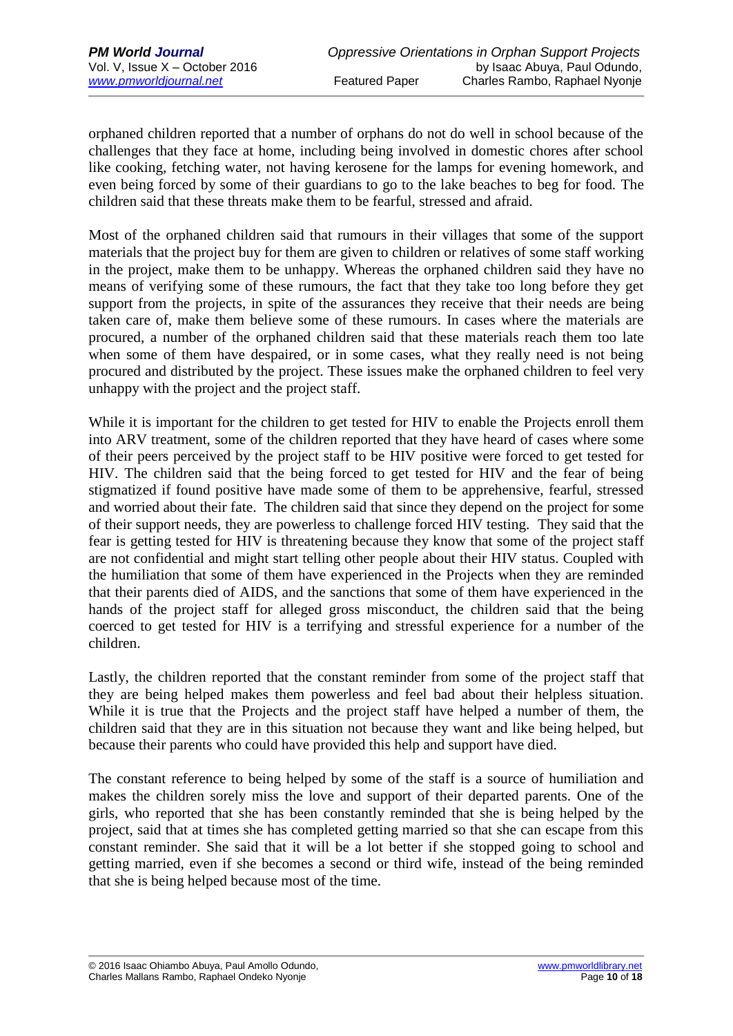orphaned children reported that a number of orphans do not do well in school because of the challenges that they face at home, including being involved in domestic chores after school like cooking, fetching water, not having kerosene for the lamps for evening homework, and even being forced by some of their guardians to go to the lake beaches to beg for food. The children said that these threats make them to be fearful, stressed and afraid.

Most of the orphaned children said that rumours in their villages that some of the support materials that the project buy for them are given to children or relatives of some staff working in the project, make them to be unhappy. Whereas the orphaned children said they have no means of verifying some of these rumours, the fact that they take too long before they get support from the projects, in spite of the assurances they receive that their needs are being taken care of, make them believe some of these rumours. In cases where the materials are procured, a number of the orphaned children said that these materials reach them too late when some of them have despaired, or in some cases, what they really need is not being procured and distributed by the project. These issues make the orphaned children to feel very unhappy with the project and the project staff.

While it is important for the children to get tested for HIV to enable the Projects enroll them into ARV treatment, some of the children reported that they have heard of cases where some of their peers perceived by the project staff to be HIV positive were forced to get tested for HIV. The children said that the being forced to get tested for HIV and the fear of being stigmatized if found positive have made some of them to be apprehensive, fearful, stressed and worried about their fate. The children said that since they depend on the project for some of their support needs, they are powerless to challenge forced HIV testing. They said that the fear is getting tested for HIV is threatening because they know that some of the project staff are not confidential and might start telling other people about their HIV status. Coupled with the humiliation that some of them have experienced in the Projects when they are reminded that their parents died of AIDS, and the sanctions that some of them have experienced in the hands of the project staff for alleged gross misconduct, the children said that the being coerced to get tested for HIV is a terrifying and stressful experience for a number of the children.

Lastly, the children reported that the constant reminder from some of the project staff that they are being helped makes them powerless and feel bad about their helpless situation. While it is true that the Projects and the project staff have helped a number of them, the children said that they are in this situation not because they want and like being helped, but because their parents who could have provided this help and support have died.

The constant reference to being helped by some of the staff is a source of humiliation and makes the children sorely miss the love and support of their departed parents. One of the girls, who reported that she has been constantly reminded that she is being helped by the project, said that at times she has completed getting married so that she can escape from this constant reminder. She said that it will be a lot better if she stopped going to school and getting married, even if she becomes a second or third wife, instead of the being reminded that she is being helped because most of the time.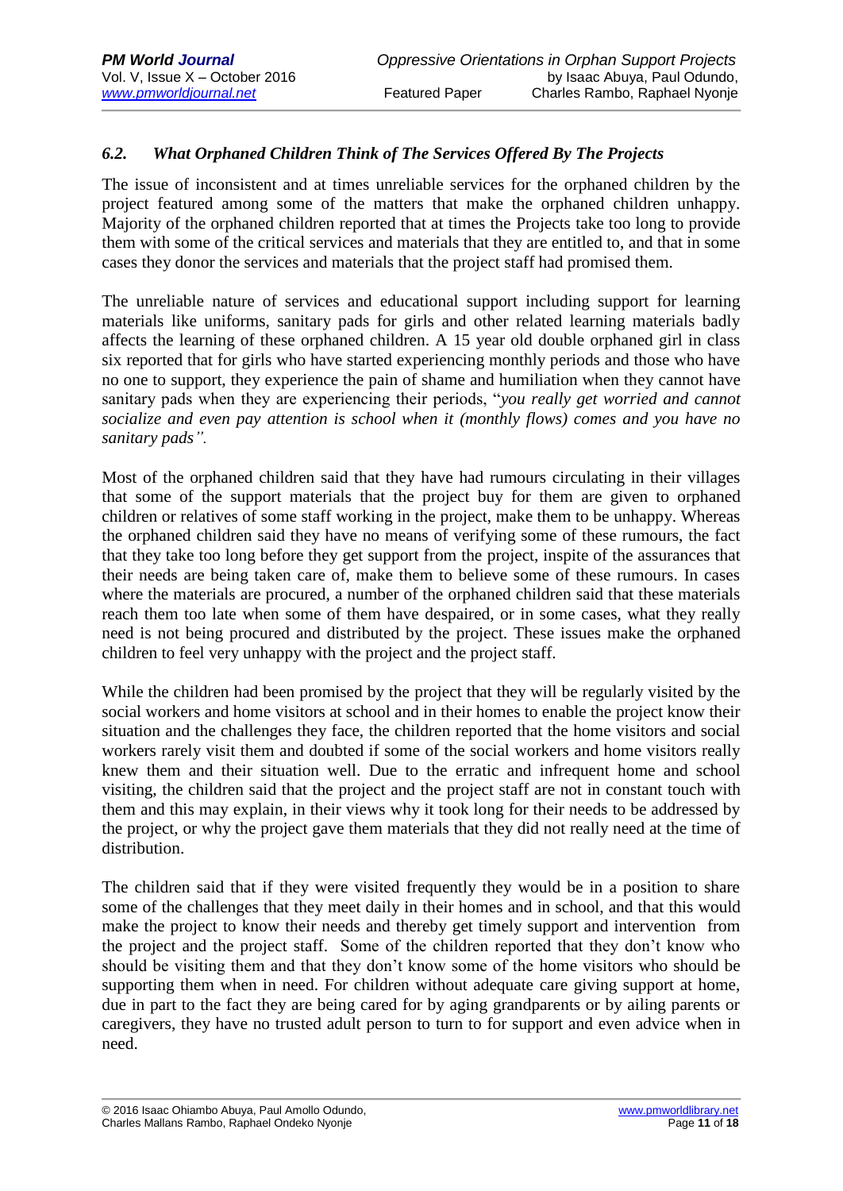### *6.2. What Orphaned Children Think of The Services Offered By The Projects*

The issue of inconsistent and at times unreliable services for the orphaned children by the project featured among some of the matters that make the orphaned children unhappy. Majority of the orphaned children reported that at times the Projects take too long to provide them with some of the critical services and materials that they are entitled to, and that in some cases they donor the services and materials that the project staff had promised them.

The unreliable nature of services and educational support including support for learning materials like uniforms, sanitary pads for girls and other related learning materials badly affects the learning of these orphaned children. A 15 year old double orphaned girl in class six reported that for girls who have started experiencing monthly periods and those who have no one to support, they experience the pain of shame and humiliation when they cannot have sanitary pads when they are experiencing their periods, "*you really get worried and cannot socialize and even pay attention is school when it (monthly flows) comes and you have no sanitary pads".*

Most of the orphaned children said that they have had rumours circulating in their villages that some of the support materials that the project buy for them are given to orphaned children or relatives of some staff working in the project, make them to be unhappy. Whereas the orphaned children said they have no means of verifying some of these rumours, the fact that they take too long before they get support from the project, inspite of the assurances that their needs are being taken care of, make them to believe some of these rumours. In cases where the materials are procured, a number of the orphaned children said that these materials reach them too late when some of them have despaired, or in some cases, what they really need is not being procured and distributed by the project. These issues make the orphaned children to feel very unhappy with the project and the project staff.

While the children had been promised by the project that they will be regularly visited by the social workers and home visitors at school and in their homes to enable the project know their situation and the challenges they face, the children reported that the home visitors and social workers rarely visit them and doubted if some of the social workers and home visitors really knew them and their situation well. Due to the erratic and infrequent home and school visiting, the children said that the project and the project staff are not in constant touch with them and this may explain, in their views why it took long for their needs to be addressed by the project, or why the project gave them materials that they did not really need at the time of distribution.

The children said that if they were visited frequently they would be in a position to share some of the challenges that they meet daily in their homes and in school, and that this would make the project to know their needs and thereby get timely support and intervention from the project and the project staff. Some of the children reported that they don't know who should be visiting them and that they don't know some of the home visitors who should be supporting them when in need. For children without adequate care giving support at home, due in part to the fact they are being cared for by aging grandparents or by ailing parents or caregivers, they have no trusted adult person to turn to for support and even advice when in need.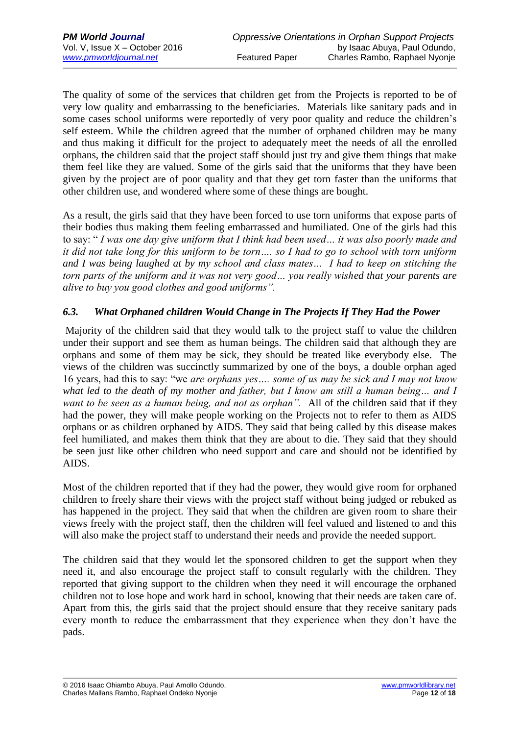The quality of some of the services that children get from the Projects is reported to be of very low quality and embarrassing to the beneficiaries. Materials like sanitary pads and in some cases school uniforms were reportedly of very poor quality and reduce the children's self esteem. While the children agreed that the number of orphaned children may be many and thus making it difficult for the project to adequately meet the needs of all the enrolled orphans, the children said that the project staff should just try and give them things that make them feel like they are valued. Some of the girls said that the uniforms that they have been given by the project are of poor quality and that they get torn faster than the uniforms that other children use, and wondered where some of these things are bought.

As a result, the girls said that they have been forced to use torn uniforms that expose parts of their bodies thus making them feeling embarrassed and humiliated. One of the girls had this to say: " *I was one day give uniform that I think had been used… it was also poorly made and it did not take long for this uniform to be torn…. so I had to go to school with torn uniform and I was being laughed at by my school and class mates… I had to keep on stitching the torn parts of the uniform and it was not very good… you really wished that your parents are alive to buy you good clothes and good uniforms".*

### *6.3. What Orphaned children Would Change in The Projects If They Had the Power*

Majority of the children said that they would talk to the project staff to value the children under their support and see them as human beings. The children said that although they are orphans and some of them may be sick, they should be treated like everybody else. The views of the children was succinctly summarized by one of the boys, a double orphan aged 16 years, had this to say: "we *are orphans yes…. some of us may be sick and I may not know what led to the death of my mother and father, but I know am still a human being… and I want to be seen as a human being, and not as orphan".* All of the children said that if they had the power, they will make people working on the Projects not to refer to them as AIDS orphans or as children orphaned by AIDS. They said that being called by this disease makes feel humiliated, and makes them think that they are about to die. They said that they should be seen just like other children who need support and care and should not be identified by AIDS.

Most of the children reported that if they had the power, they would give room for orphaned children to freely share their views with the project staff without being judged or rebuked as has happened in the project. They said that when the children are given room to share their views freely with the project staff, then the children will feel valued and listened to and this will also make the project staff to understand their needs and provide the needed support.

The children said that they would let the sponsored children to get the support when they need it, and also encourage the project staff to consult regularly with the children. They reported that giving support to the children when they need it will encourage the orphaned children not to lose hope and work hard in school, knowing that their needs are taken care of. Apart from this, the girls said that the project should ensure that they receive sanitary pads every month to reduce the embarrassment that they experience when they don't have the pads.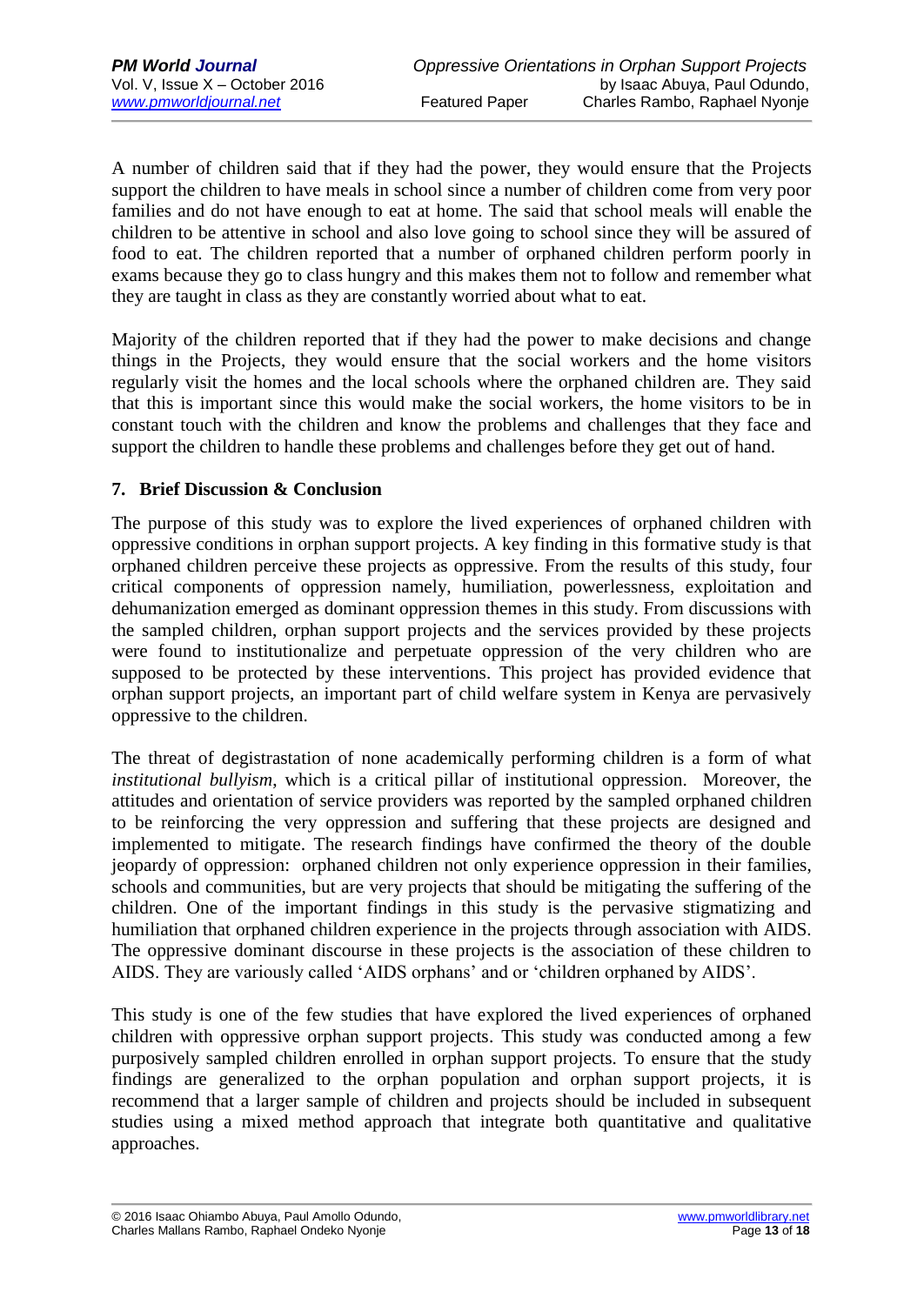A number of children said that if they had the power, they would ensure that the Projects support the children to have meals in school since a number of children come from very poor families and do not have enough to eat at home. The said that school meals will enable the children to be attentive in school and also love going to school since they will be assured of food to eat. The children reported that a number of orphaned children perform poorly in exams because they go to class hungry and this makes them not to follow and remember what they are taught in class as they are constantly worried about what to eat.

Majority of the children reported that if they had the power to make decisions and change things in the Projects, they would ensure that the social workers and the home visitors regularly visit the homes and the local schools where the orphaned children are. They said that this is important since this would make the social workers, the home visitors to be in constant touch with the children and know the problems and challenges that they face and support the children to handle these problems and challenges before they get out of hand.

## 7. Brief Discussion & Conclusion

The purpose of this study was to explore the lived experiences of orphaned children with oppressive conditions in orphan support projects. A key finding in this formative study is that orphaned children perceive these projects as oppressive. From the results of this study, four critical components of oppression namely, humiliation, powerlessness, exploitation and dehumanization emerged as dominant oppression themes in this study. From discussions with the sampled children, orphan support projects and the services provided by these projects were found to institutionalize and perpetuate oppression of the very children who are supposed to be protected by these interventions. This project has provided evidence that orphan support projects, an important part of child welfare system in Kenya are pervasively oppressive to the children.

The threat of degistrastation of none academically performing children is a form of what *institutional bullyism*, which is a critical pillar of institutional oppression. Moreover, the attitudes and orientation of service providers was reported by the sampled orphaned children to be reinforcing the very oppression and suffering that these projects are designed and implemented to mitigate. The research findings have confirmed the theory of the double jeopardy of oppression: orphaned children not only experience oppression in their families, schools and communities, but are very projects that should be mitigating the suffering of the children. One of the important findings in this study is the pervasive stigmatizing and humiliation that orphaned children experience in the projects through association with AIDS. The oppressive dominant discourse in these projects is the association of these children to AIDS. They are variously called 'AIDS orphans' and or 'children orphaned by AIDS'.

This study is one of the few studies that have explored the lived experiences of orphaned children with oppressive orphan support projects. This study was conducted among a few purposively sampled children enrolled in orphan support projects. To ensure that the study findings are generalized to the orphan population and orphan support projects, it is recommend that a larger sample of children and projects should be included in subsequent studies using a mixed method approach that integrate both quantitative and qualitative approaches.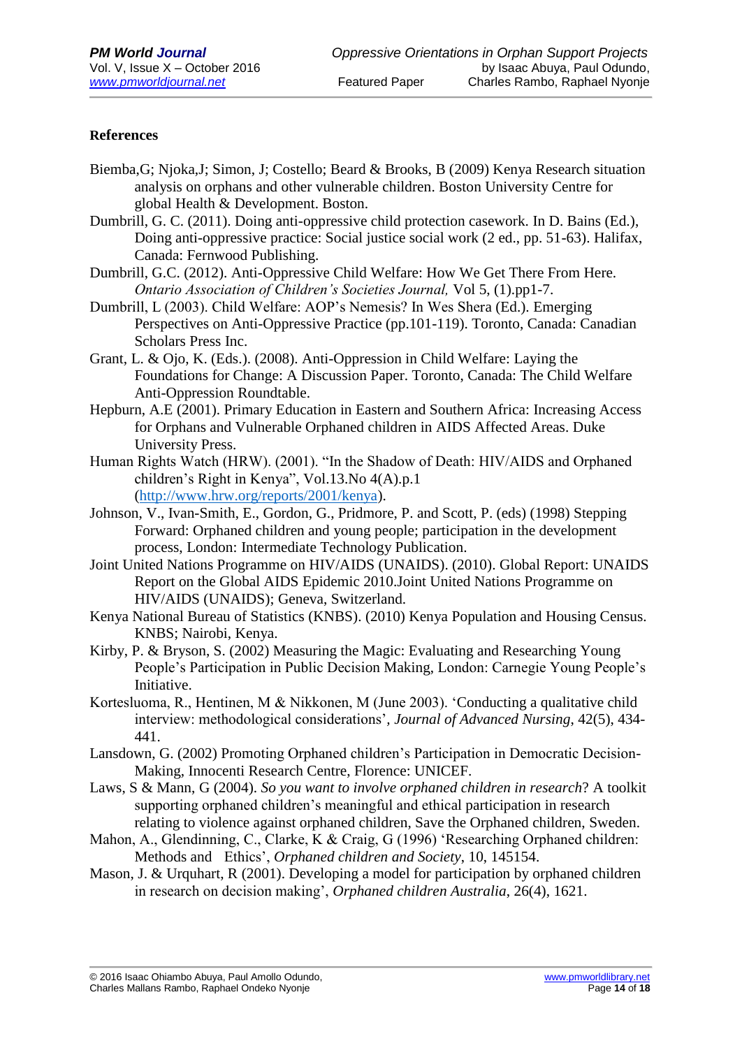**References**

Biemba,G; Njoka,J; Simon, J; Costello; Beard & Brooks, B (2009) Kenya Research situation analysis on orphans and other vulnerable children. Boston University Centre for global Health & Development. Boston.

Dumbrill, G. C. (2011). Doing anti-oppressive child protection casework. In D. Bains (Ed.), Doing anti-oppressive practice: Social justice social work (2 ed., pp. 51-63). Halifax, Canada: Fernwood Publishing.

Dumbrill, G.C. (2012). Anti-Oppressive Child Welfare: How We Get There From Here. *Ontario Association of Children's Societies Journal,* Vol 5, (1).pp1-7.

Dumbrill, L (2003). Child Welfare: AOP's Nemesis? In Wes Shera (Ed.). Emerging Perspectives on Anti-Oppressive Practice (pp.101-119). Toronto, Canada: Canadian Scholars Press Inc.

Grant, L. & Ojo, K. (Eds.). (2008). Anti-Oppression in Child Welfare: Laying the Foundations for Change: A Discussion Paper. Toronto, Canada: The Child Welfare Anti-Oppression Roundtable.

Hepburn, A.E (2001). Primary Education in Eastern and Southern Africa: Increasing Access for Orphans and Vulnerable Orphaned children in AIDS Affected Areas. Duke University Press.

Human Rights Watch (HRW). (2001). "In the Shadow of Death: HIV/AIDS and Orphaned children's Right in Kenya", Vol.13.No 4(A).p.1 (http://www.hrw.org/reports/2001/kenya).

Johnson, V., Ivan-Smith, E., Gordon, G., Pridmore, P. and Scott, P. (eds) (1998) Stepping Forward: Orphaned children and young people; participation in the development process, London: Intermediate Technology Publication.

Joint United Nations Programme on HIV/AIDS (UNAIDS). (2010). Global Report: UNAIDS Report on the Global AIDS Epidemic 2010.Joint United Nations Programme on HIV/AIDS (UNAIDS); Geneva, Switzerland.

Kenya National Bureau of Statistics (KNBS). (2010) Kenya Population and Housing Census. KNBS; Nairobi, Kenya.

Kirby, P. & Bryson, S. (2002) Measuring the Magic: Evaluating and Researching Young People's Participation in Public Decision Making, London: Carnegie Young People's Initiative.

Kortesluoma, R., Hentinen, M & Nikkonen, M (June 2003). 'Conducting a qualitative child interview: methodological considerations'*, Journal of Advanced Nursing*, 42(5), 434-441.

Lansdown, G. (2002) Promoting Orphaned children's Participation in Democratic Decision-Making, Innocenti Research Centre, Florence: UNICEF.

Laws, S & Mann, G (2004). *So you want to involve orphaned children in research*? A toolkit supporting orphaned children's meaningful and ethical participation in research relating to violence against orphaned children, Save the Orphaned children, Sweden.

Mahon, A., Glendinning, C., Clarke, K & Craig, G (1996) 'Researching Orphaned children: Methods and Ethics', *Orphaned children and Society*, 10, 145154.

Mason, J. & Urquhart, R (2001). Developing a model for participation by orphaned children in research on decision making', *Orphaned children Australia*, 26(4), 1621.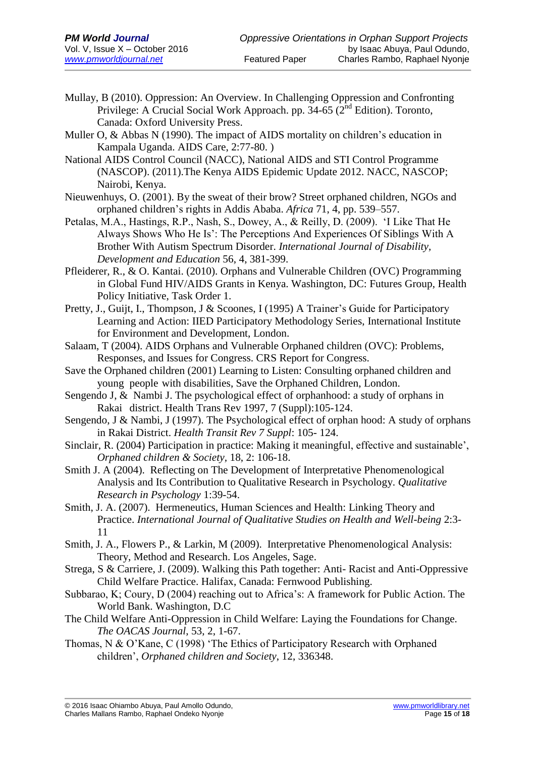Mullay, B (2010). Oppression: An Overview. In Challenging Oppression and Confronting Privilege: A Crucial Social Work Approach. pp. 34-65 (2nd Edition). Toronto, Canada: Oxford University Press.

Muller O, & Abbas N (1990). The impact of AIDS mortality on children's education in Kampala Uganda. AIDS Care, 2:77-80. )

National AIDS Control Council (NACC), National AIDS and STI Control Programme (NASCOP). (2011).The Kenya AIDS Epidemic Update 2012. NACC, NASCOP; Nairobi, Kenya.

Nieuwenhuys, O. (2001). By the sweat of their brow? Street orphaned children, NGOs and orphaned children's rights in Addis Ababa. *Africa* 71, 4, pp. 539–557.

Petalas, M.A., Hastings, R.P., Nash, S., Dowey, A., & Reilly, D. (2009). 'I Like That He Always Shows Who He Is': The Perceptions And Experiences Of Siblings With A Brother With Autism Spectrum Disorder. *International Journal of Disability, Development and Education* 56, 4, 381-399.

Pfleiderer, R., & O. Kantai. (2010). Orphans and Vulnerable Children (OVC) Programming in Global Fund HIV/AIDS Grants in Kenya. Washington, DC: Futures Group, Health Policy Initiative, Task Order 1.

Pretty, J., Guijt, I., Thompson, J & Scoones, I (1995) A Trainer's Guide for Participatory Learning and Action: IIED Participatory Methodology Series, International Institute for Environment and Development, London.

Salaam, T (2004). AIDS Orphans and Vulnerable Orphaned children (OVC): Problems, Responses, and Issues for Congress. CRS Report for Congress.

Save the Orphaned children (2001) Learning to Listen: Consulting orphaned children and young people with disabilities, Save the Orphaned Children, London.

Sengendo J, & Nambi J. The psychological effect of orphanhood: a study of orphans in Rakai district. Health Trans Rev 1997, 7 (Suppl):105-124.

Sengendo, J & Nambi, J (1997). The Psychological effect of orphan hood: A study of orphans in Rakai District. *Health Transit Rev 7 Suppl*: 105- 124.

Sinclair, R. (2004) Participation in practice: Making it meaningful, effective and sustainable', *Orphaned children & Society*, 18, 2: 106-18.

Smith J. A (2004). Reflecting on The Development of Interpretative Phenomenological Analysis and Its Contribution to Qualitative Research in Psychology. *Qualitative Research in Psychology* 1:39-54.

Smith, J. A. (2007). Hermeneutics, Human Sciences and Health: Linking Theory and Practice. *International Journal of Qualitative Studies on Health and Well-being* 2:3-11

Smith, J. A., Flowers P., & Larkin, M (2009). Interpretative Phenomenological Analysis: Theory, Method and Research. Los Angeles, Sage.

Strega, S & Carriere, J. (2009). Walking this Path together: Anti- Racist and Anti-Oppressive Child Welfare Practice. Halifax, Canada: Fernwood Publishing.

Subbarao, K; Coury, D (2004) reaching out to Africa's: A framework for Public Action. The World Bank. Washington, D.C

The Child Welfare Anti-Oppression in Child Welfare: Laying the Foundations for Change. *The OACAS Journal*, 53, 2, 1-67.

Thomas, N & O'Kane, C (1998) 'The Ethics of Participatory Research with Orphaned children', *Orphaned children and Society*, 12, 336348.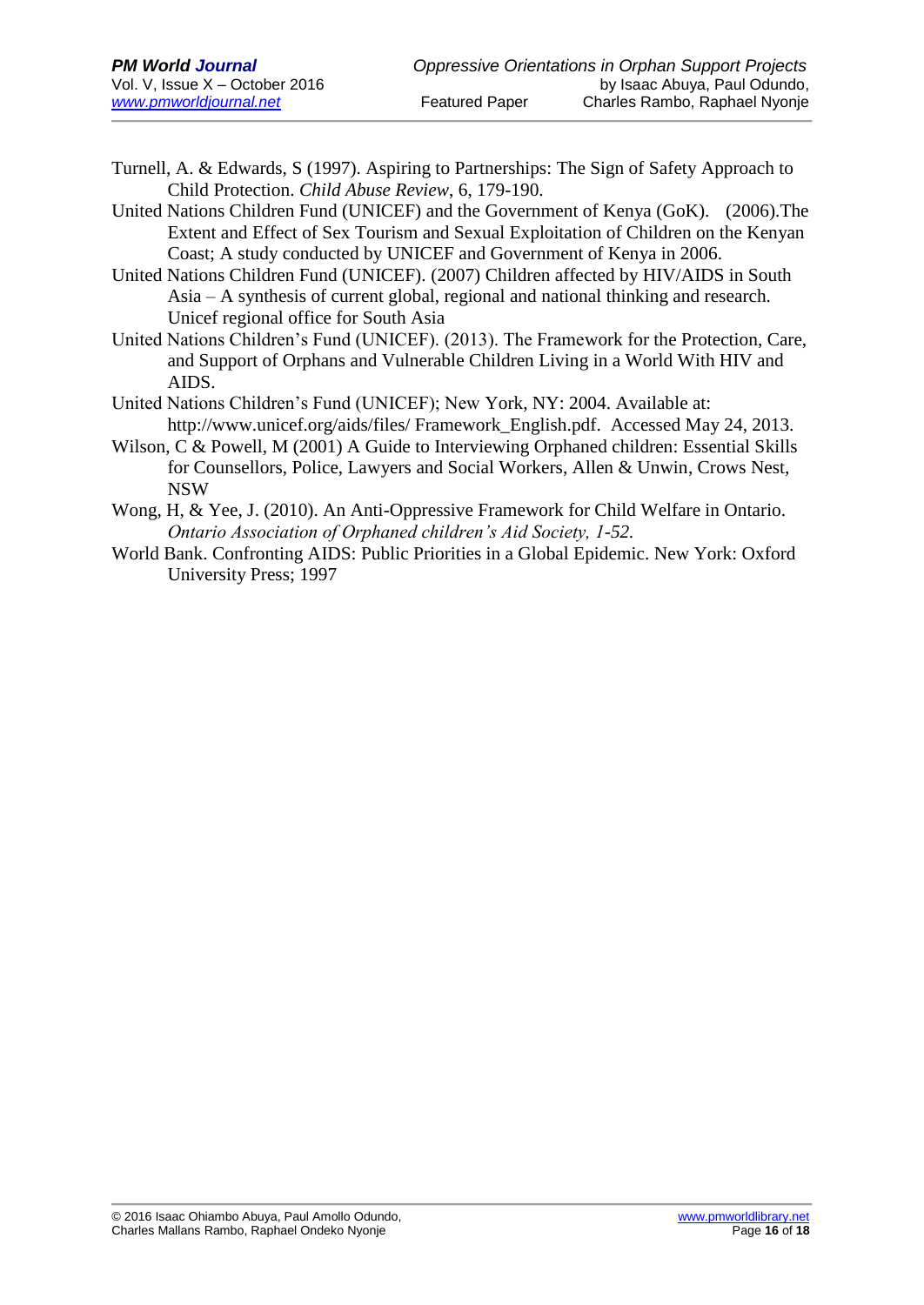Turnell, A. & Edwards, S (1997). Aspiring to Partnerships: The Sign of Safety Approach to Child Protection. *Child Abuse Review*, 6, 179-190.

United Nations Children Fund (UNICEF) and the Government of Kenya (GoK). (2006).The Extent and Effect of Sex Tourism and Sexual Exploitation of Children on the Kenyan Coast; A study conducted by UNICEF and Government of Kenya in 2006.

United Nations Children Fund (UNICEF). (2007) Children affected by HIV/AIDS in South Asia – A synthesis of current global, regional and national thinking and research. Unicef regional office for South Asia

United Nations Children's Fund (UNICEF). (2013). The Framework for the Protection, Care, and Support of Orphans and Vulnerable Children Living in a World With HIV and AIDS.

United Nations Children's Fund (UNICEF); New York, NY: 2004. Available at: http://www.unicef.org/aids/files/ Framework_English.pdf. Accessed May 24, 2013.

Wilson, C & Powell, M (2001) A Guide to Interviewing Orphaned children: Essential Skills for Counsellors, Police, Lawyers and Social Workers, Allen & Unwin, Crows Nest, NSW

Wong, H, & Yee, J. (2010). An Anti-Oppressive Framework for Child Welfare in Ontario. *Ontario Association of Orphaned children's Aid Society, 1-52.*

World Bank. Confronting AIDS: Public Priorities in a Global Epidemic. New York: Oxford University Press; 1997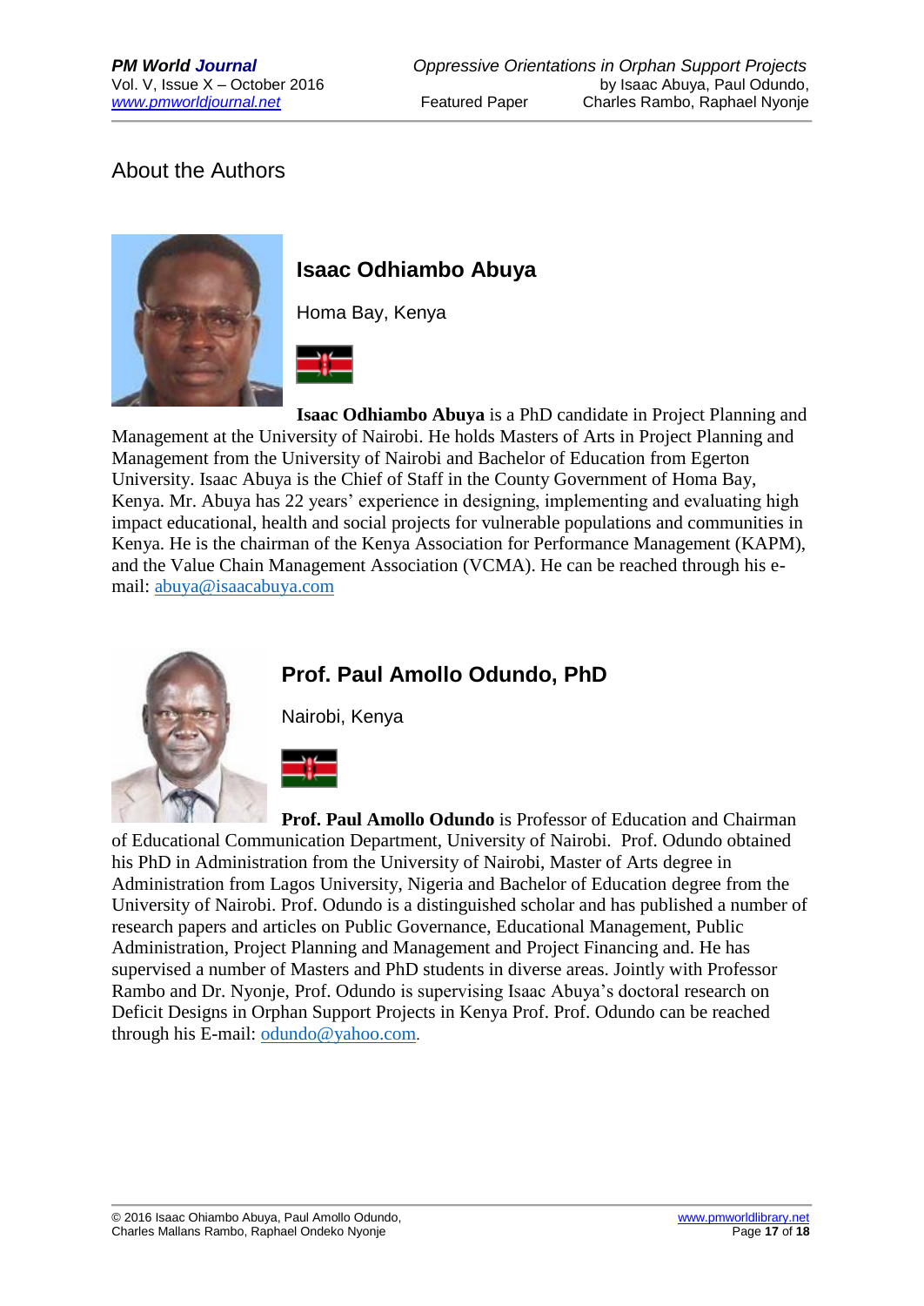## About the Authors

### Isaac Odhiambo Abuya

Homa Bay, Kenya

**Isaac Odhiambo Abuya** is a PhD candidate in Project Planning and Management at the University of Nairobi. He holds Masters of Arts in Project Planning and Management from the University of Nairobi and Bachelor of Education from Egerton University. Isaac Abuya is the Chief of Staff in the County Government of Homa Bay, Kenya. Mr. Abuya has 22 years' experience in designing, implementing and evaluating high impact educational, health and social projects for vulnerable populations and communities in Kenya. He is the chairman of the Kenya Association for Performance Management (KAPM), and the Value Chain Management Association (VCMA). He can be reached through his e-mail: abuya@isaacabuya.com

### Prof. Paul Amollo Odundo, PhD

Nairobi, Kenya

**Prof. Paul Amollo Odundo** is Professor of Education and Chairman of Educational Communication Department, University of Nairobi. Prof. Odundo obtained his PhD in Administration from the University of Nairobi, Master of Arts degree in Administration from Lagos University, Nigeria and Bachelor of Education degree from the University of Nairobi. Prof. Odundo is a distinguished scholar and has published a number of research papers and articles on Public Governance, Educational Management, Public Administration, Project Planning and Management and Project Financing and. He has supervised a number of Masters and PhD students in diverse areas. Jointly with Professor Rambo and Dr. Nyonje, Prof. Odundo is supervising Isaac Abuya's doctoral research on Deficit Designs in Orphan Support Projects in Kenya Prof. Prof. Odundo can be reached through his E-mail: odundo@yahoo.com.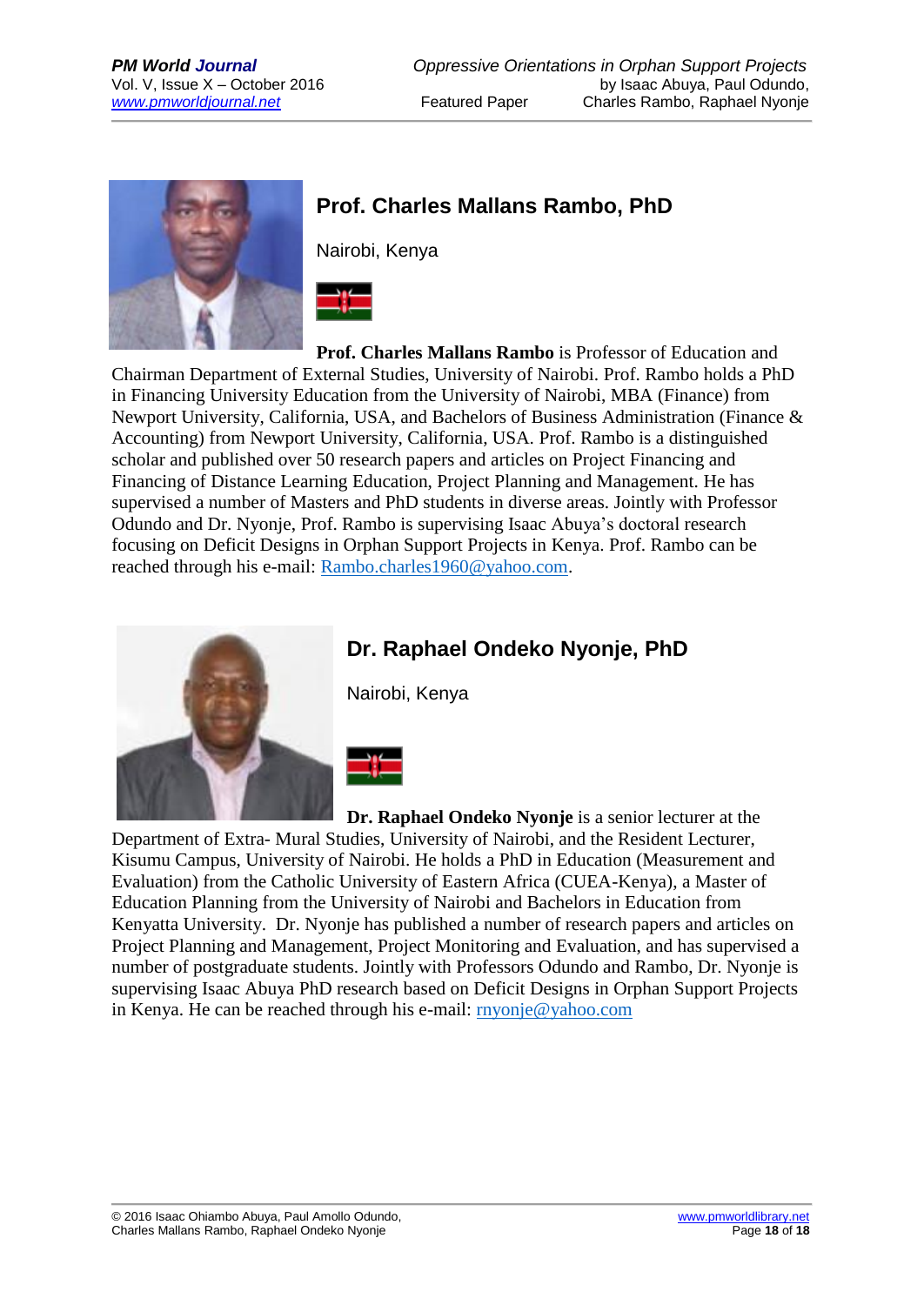## Prof. Charles Mallans Rambo, PhD

Nairobi, Kenya

**Prof. Charles Mallans Rambo** is Professor of Education and Chairman Department of External Studies, University of Nairobi. Prof. Rambo holds a PhD in Financing University Education from the University of Nairobi, MBA (Finance) from Newport University, California, USA, and Bachelors of Business Administration (Finance & Accounting) from Newport University, California, USA. Prof. Rambo is a distinguished scholar and published over 50 research papers and articles on Project Financing and Financing of Distance Learning Education, Project Planning and Management. He has supervised a number of Masters and PhD students in diverse areas. Jointly with Professor Odundo and Dr. Nyonje, Prof. Rambo is supervising Isaac Abuya's doctoral research focusing on Deficit Designs in Orphan Support Projects in Kenya. Prof. Rambo can be reached through his e-mail: Rambo.charles1960@yahoo.com.

## Dr. Raphael Ondeko Nyonje, PhD

Nairobi, Kenya

**Dr. Raphael Ondeko Nyonje** is a senior lecturer at the Department of Extra- Mural Studies, University of Nairobi, and the Resident Lecturer, Kisumu Campus, University of Nairobi. He holds a PhD in Education (Measurement and Evaluation) from the Catholic University of Eastern Africa (CUEA-Kenya), a Master of Education Planning from the University of Nairobi and Bachelors in Education from Kenyatta University. Dr. Nyonje has published a number of research papers and articles on Project Planning and Management, Project Monitoring and Evaluation, and has supervised a number of postgraduate students. Jointly with Professors Odundo and Rambo, Dr. Nyonje is supervising Isaac Abuya PhD research based on Deficit Designs in Orphan Support Projects in Kenya. He can be reached through his e-mail: rnyonje@yahoo.com